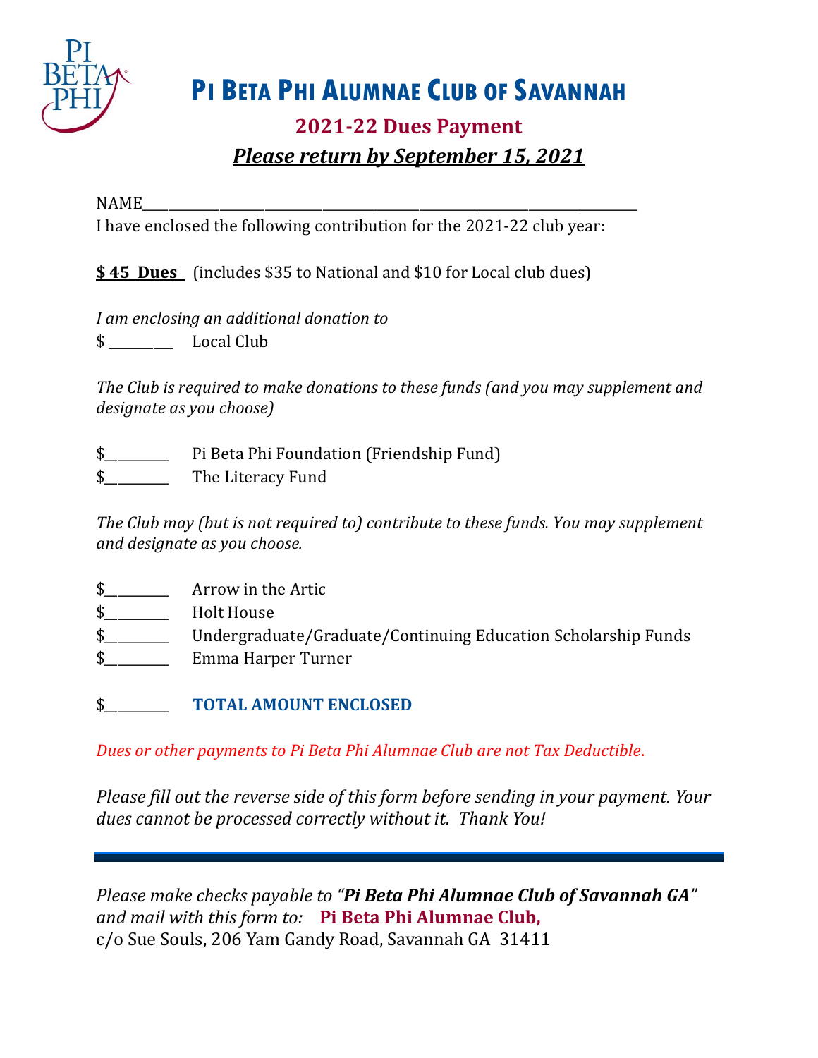# Pi Beta Phi Alumnae Club of Savannah

## 2021-22 Dues Payment

### *Please return by September 15, 2021*

NAME_______________________________________________________________

I have enclosed the following contribution for the 2021-22 club year:

**$ 45 Dues** (includes $35 to National and $10 for Local club dues)

*I am enclosing an additional donation to*

$ _________ Local Club

*The Club is required to make donations to these funds (and you may supplement and designate as you choose)*

$_________ Pi Beta Phi Foundation (Friendship Fund)
$_________ The Literacy Fund

*The Club may (but is not required to) contribute to these funds. You may supplement and designate as you choose.*

$_________ Arrow in the Artic
$_________ Holt House
$_________ Undergraduate/Graduate/Continuing Education Scholarship Funds
$_________ Emma Harper Turner

$_________ **TOTAL AMOUNT ENCLOSED**

*Dues or other payments to Pi Beta Phi Alumnae Club are not Tax Deductible.*

*Please fill out the reverse side of this form before sending in your payment. Your dues cannot be processed correctly without it. Thank You!*

---

*Please make checks payable to "**Pi Beta Phi Alumnae Club of Savannah GA**" and mail with this form to:* **Pi Beta Phi Alumnae Club,**
c/o Sue Souls, 206 Yam Gandy Road, Savannah GA 31411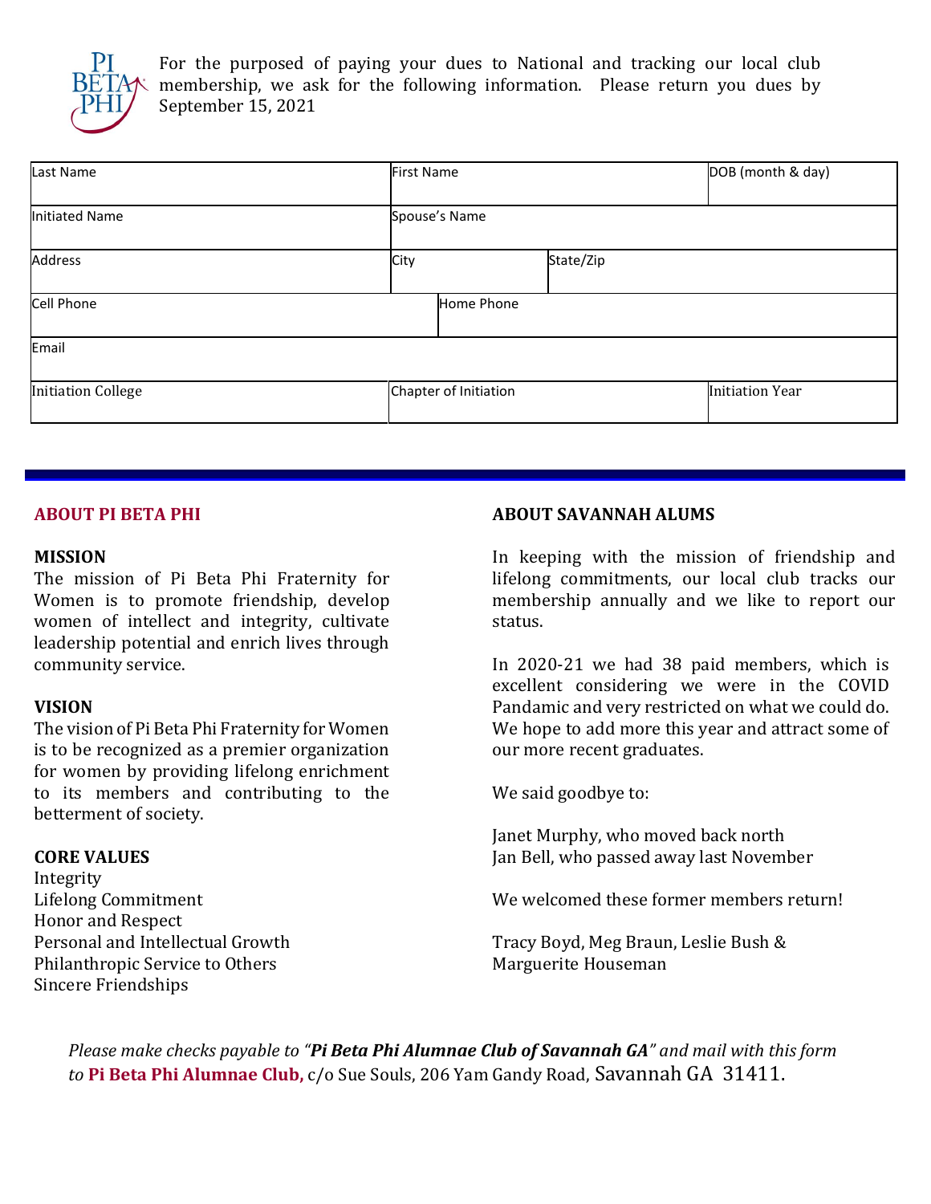For the purposed of paying your dues to National and tracking our local club membership, we ask for the following information. Please return you dues by September 15, 2021

| | | | |
|---|---|---|---|
| Last Name | First Name | | DOB (month & day) |
| Initiated Name | Spouse's Name | | |
| Address | City | State/Zip | |
| Cell Phone | Home Phone | | |
| Email | | | |
| Initiation College | Chapter of Initiation | | Initiation Year |

## ABOUT PI BETA PHI

### MISSION

The mission of Pi Beta Phi Fraternity for Women is to promote friendship, develop women of intellect and integrity, cultivate leadership potential and enrich lives through community service.

### VISION

The vision of Pi Beta Phi Fraternity for Women is to be recognized as a premier organization for women by providing lifelong enrichment to its members and contributing to the betterment of society.

### CORE VALUES

Integrity
Lifelong Commitment
Honor and Respect
Personal and Intellectual Growth
Philanthropic Service to Others
Sincere Friendships

## ABOUT SAVANNAH ALUMS

In keeping with the mission of friendship and lifelong commitments, our local club tracks our membership annually and we like to report our status.

In 2020-21 we had 38 paid members, which is excellent considering we were in the COVID Pandamic and very restricted on what we could do. We hope to add more this year and attract some of our more recent graduates.

We said goodbye to:

Janet Murphy, who moved back north
Jan Bell, who passed away last November

We welcomed these former members return!

Tracy Boyd, Meg Braun, Leslie Bush & Marguerite Houseman

*Please make checks payable to "**Pi Beta Phi Alumnae Club of Savannah GA**" and mail with this form to* **Pi Beta Phi Alumnae Club,** c/o Sue Souls, 206 Yam Gandy Road, Savannah GA 31411.